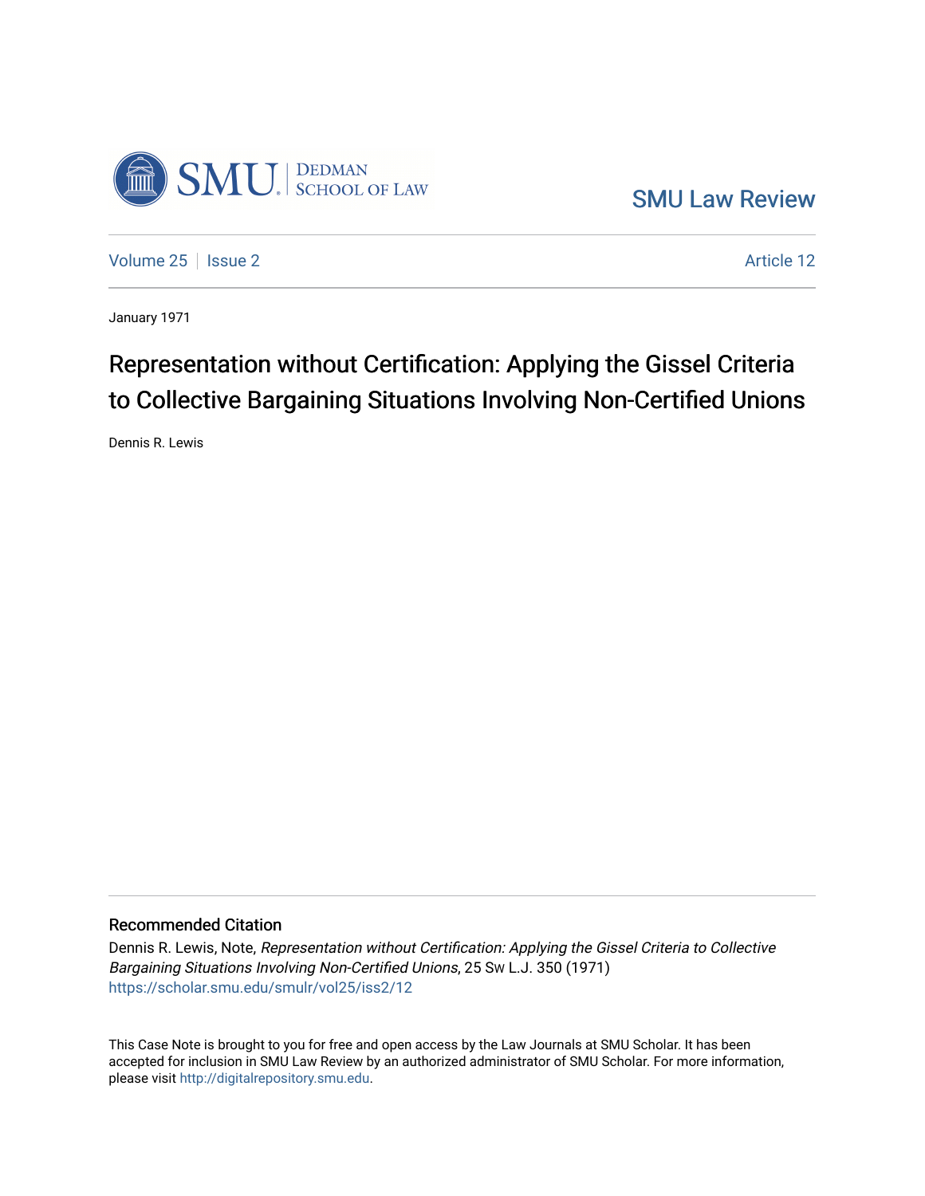SMU Law Review

Volume 25 | Issue 2 | Article 12

January 1971

# Representation without Certification: Applying the Gissel Criteria to Collective Bargaining Situations Involving Non-Certified Unions

Dennis R. Lewis

## Recommended Citation

Dennis R. Lewis, Note, *Representation without Certification: Applying the Gissel Criteria to Collective Bargaining Situations Involving Non-Certified Unions*, 25 Sw L.J. 350 (1971)
https://scholar.smu.edu/smulr/vol25/iss2/12

This Case Note is brought to you for free and open access by the Law Journals at SMU Scholar. It has been accepted for inclusion in SMU Law Review by an authorized administrator of SMU Scholar. For more information, please visit http://digitalrepository.smu.edu.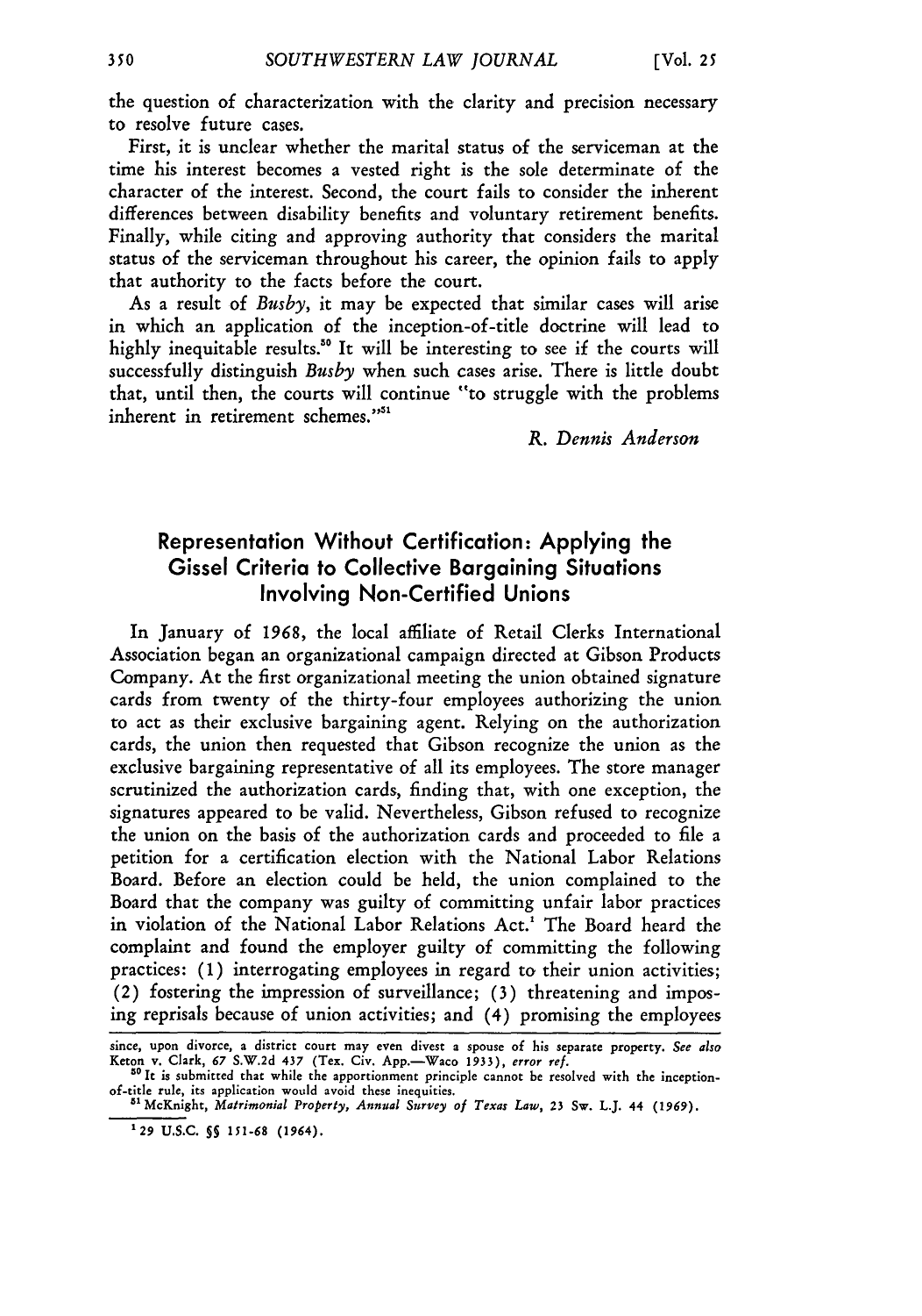the question of characterization with the clarity and precision necessary to resolve future cases.

First, it is unclear whether the marital status of the serviceman at the time his interest becomes a vested right is the sole determinate of the character of the interest. Second, the court fails to consider the inherent differences between disability benefits and voluntary retirement benefits. Finally, while citing and approving authority that considers the marital status of the serviceman throughout his career, the opinion fails to apply that authority to the facts before the court.

As a result of *Busby*, it may be expected that similar cases will arise in which an application of the inception-of-title doctrine will lead to highly inequitable results.[50] It will be interesting to see if the courts will successfully distinguish *Busby* when such cases arise. There is little doubt that, until then, the courts will continue "to struggle with the problems inherent in retirement schemes."[51]

*R. Dennis Anderson*

## Representation Without Certification: Applying the Gissel Criteria to Collective Bargaining Situations Involving Non-Certified Unions

In January of 1968, the local affiliate of Retail Clerks International Association began an organizational campaign directed at Gibson Products Company. At the first organizational meeting the union obtained signature cards from twenty of the thirty-four employees authorizing the union to act as their exclusive bargaining agent. Relying on the authorization cards, the union then requested that Gibson recognize the union as the exclusive bargaining representative of all its employees. The store manager scrutinized the authorization cards, finding that, with one exception, the signatures appeared to be valid. Nevertheless, Gibson refused to recognize the union on the basis of the authorization cards and proceeded to file a petition for a certification election with the National Labor Relations Board. Before an election could be held, the union complained to the Board that the company was guilty of committing unfair labor practices in violation of the National Labor Relations Act.[1] The Board heard the complaint and found the employer guilty of committing the following practices: (1) interrogating employees in regard to their union activities; (2) fostering the impression of surveillance; (3) threatening and imposing reprisals because of union activities; and (4) promising the employees

---

since, upon divorce, a district court may even divest a spouse of his separate property. *See also* Keton v. Clark, 67 S.W.2d 437 (Tex. Civ. App.—Waco 1933), *error ref.*

[50] It is submitted that while the apportionment principle cannot be resolved with the inception-of-title rule, its application would avoid these inequities.

[51] McKnight, *Matrimonial Property, Annual Survey of Texas Law*, 23 Sw. L.J. 44 (1969).

[1] 29 U.S.C. §§ 151-68 (1964).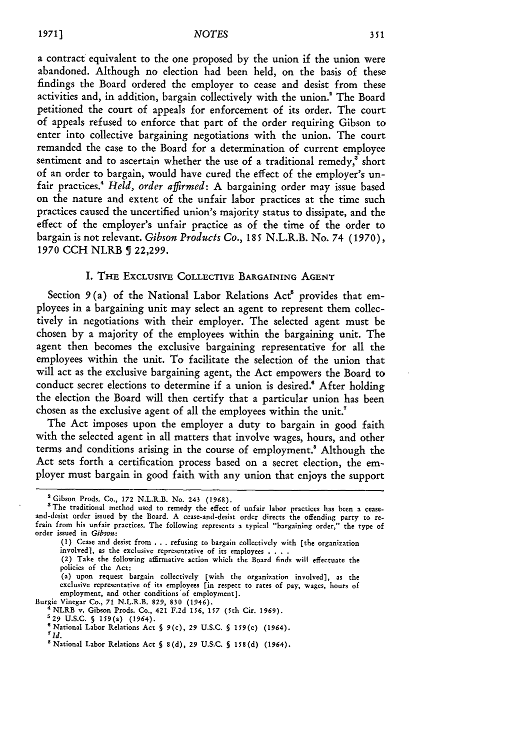a contract equivalent to the one proposed by the union if the union were abandoned. Although no election had been held, on the basis of these findings the Board ordered the employer to cease and desist from these activities and, in addition, bargain collectively with the union.[2] The Board petitioned the court of appeals for enforcement of its order. The court of appeals refused to enforce that part of the order requiring Gibson to enter into collective bargaining negotiations with the union. The court remanded the case to the Board for a determination of current employee sentiment and to ascertain whether the use of a traditional remedy,[3] short of an order to bargain, would have cured the effect of the employer's unfair practices.[4] *Held, order affirmed*: A bargaining order may issue based on the nature and extent of the unfair labor practices at the time such practices caused the uncertified union's majority status to dissipate, and the effect of the employer's unfair practice as of the time of the order to bargain is not relevant. *Gibson Products Co.*, 185 N.L.R.B. No. 74 (1970), 1970 CCH NLRB ¶ 22,299.

## I. The Exclusive Collective Bargaining Agent

Section 9(a) of the National Labor Relations Act[5] provides that employees in a bargaining unit may select an agent to represent them collectively in negotiations with their employer. The selected agent must be chosen by a majority of the employees within the bargaining unit. The agent then becomes the exclusive bargaining representative for all the employees within the unit. To facilitate the selection of the union that will act as the exclusive bargaining agent, the Act empowers the Board to conduct secret elections to determine if a union is desired.[6] After holding the election the Board will then certify that a particular union has been chosen as the exclusive agent of all the employees within the unit.[7]

The Act imposes upon the employer a duty to bargain in good faith with the selected agent in all matters that involve wages, hours, and other terms and conditions arising in the course of employment.[8] Although the Act sets forth a certification process based on a secret election, the employer must bargain in good faith with any union that enjoys the support

---

[2] Gibson Prods. Co., 172 N.L.R.B. No. 243 (1968).

[3] The traditional method used to remedy the effect of unfair labor practices has been a cease-and-desist order issued by the Board. A cease-and-desist order directs the offending party to refrain from his unfair practices. The following represents a typical "bargaining order," the type of order issued in *Gibson*:

> (1) Cease and desist from . . . refusing to bargain collectively with [the organization involved], as the exclusive representative of its employees . . . .
>
> (2) Take the following affirmative action which the Board finds will effectuate the policies of the Act:
>
> (a) upon request bargain collectively [with the organization involved], as the exclusive representative of its employees [in respect to rates of pay, wages, hours of employment, and other conditions of employment].

Burgie Vinegar Co., 71 N.L.R.B. 829, 830 (1946).

[4] NLRB v. Gibson Prods. Co., 421 F.2d 156, 157 (5th Cir. 1969).

[5] 29 U.S.C. § 159(a) (1964).

[6] National Labor Relations Act § 9(c), 29 U.S.C. § 159(c) (1964).

[7] *Id.*

[8] National Labor Relations Act § 8(d), 29 U.S.C. § 158(d) (1964).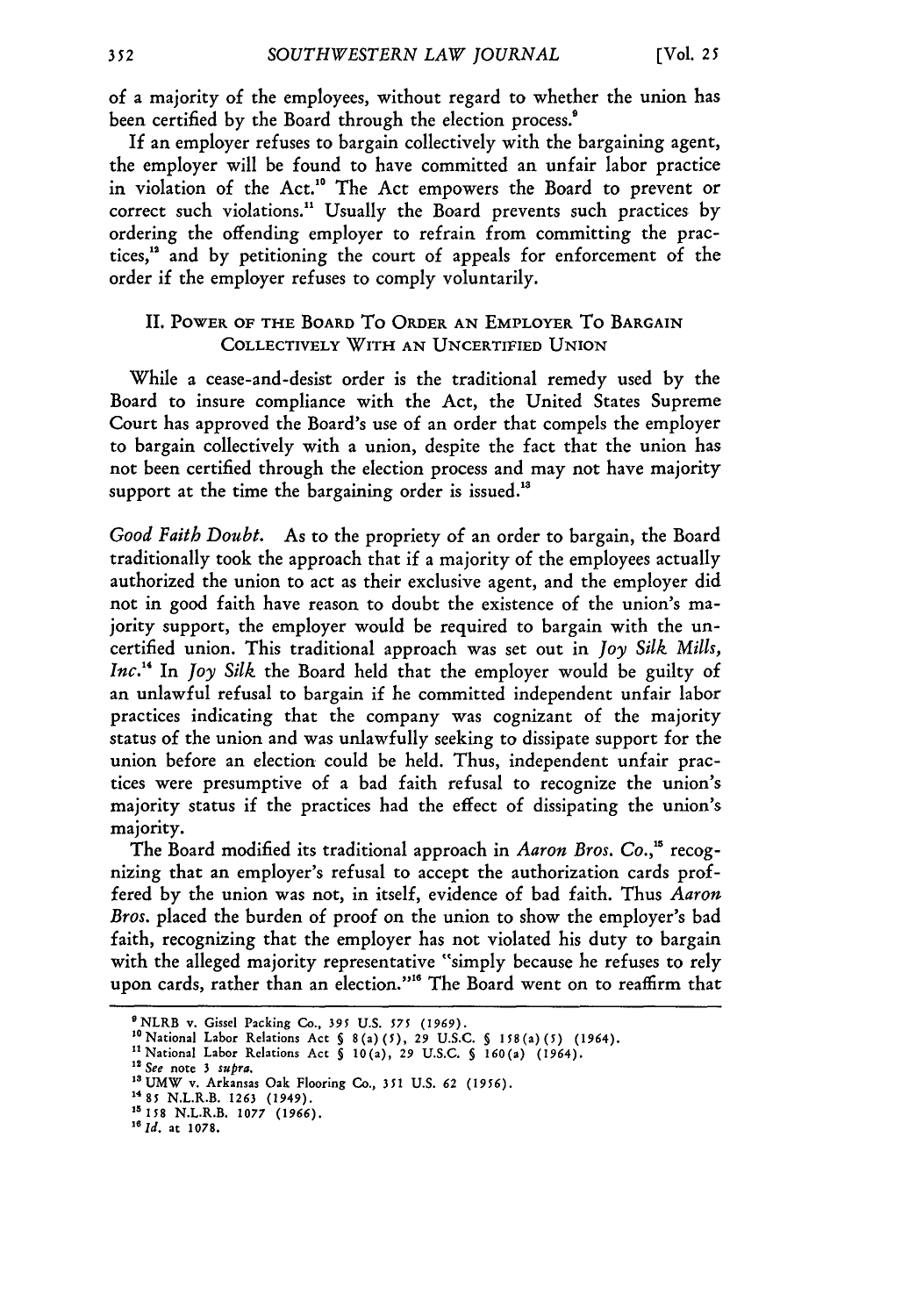of a majority of the employees, without regard to whether the union has been certified by the Board through the election process.[9]

If an employer refuses to bargain collectively with the bargaining agent, the employer will be found to have committed an unfair labor practice in violation of the Act.[10] The Act empowers the Board to prevent or correct such violations.[11] Usually the Board prevents such practices by ordering the offending employer to refrain from committing the practices,[12] and by petitioning the court of appeals for enforcement of the order if the employer refuses to comply voluntarily.

## II. Power of the Board To Order an Employer To Bargain Collectively With an Uncertified Union

While a cease-and-desist order is the traditional remedy used by the Board to insure compliance with the Act, the United States Supreme Court has approved the Board's use of an order that compels the employer to bargain collectively with a union, despite the fact that the union has not been certified through the election process and may not have majority support at the time the bargaining order is issued.[13]

*Good Faith Doubt.* As to the propriety of an order to bargain, the Board traditionally took the approach that if a majority of the employees actually authorized the union to act as their exclusive agent, and the employer did not in good faith have reason to doubt the existence of the union's majority support, the employer would be required to bargain with the uncertified union. This traditional approach was set out in *Joy Silk Mills, Inc.*[14] In *Joy Silk* the Board held that the employer would be guilty of an unlawful refusal to bargain if he committed independent unfair labor practices indicating that the company was cognizant of the majority status of the union and was unlawfully seeking to dissipate support for the union before an election could be held. Thus, independent unfair practices were presumptive of a bad faith refusal to recognize the union's majority status if the practices had the effect of dissipating the union's majority.

The Board modified its traditional approach in *Aaron Bros. Co.*,[15] recognizing that an employer's refusal to accept the authorization cards proffered by the union was not, in itself, evidence of bad faith. Thus *Aaron Bros.* placed the burden of proof on the union to show the employer's bad faith, recognizing that the employer has not violated his duty to bargain with the alleged majority representative "simply because he refuses to rely upon cards, rather than an election."[16] The Board went on to reaffirm that

---

[9] NLRB v. Gissel Packing Co., 395 U.S. 575 (1969).

[10] National Labor Relations Act § 8(a)(5), 29 U.S.C. § 158(a)(5) (1964).

[11] National Labor Relations Act § 10(a), 29 U.S.C. § 160(a) (1964).

[12] *See* note 3 *supra*.

[13] UMW v. Arkansas Oak Flooring Co., 351 U.S. 62 (1956).

[14] 85 N.L.R.B. 1263 (1949).

[15] 158 N.L.R.B. 1077 (1966).

[16] *Id.* at 1078.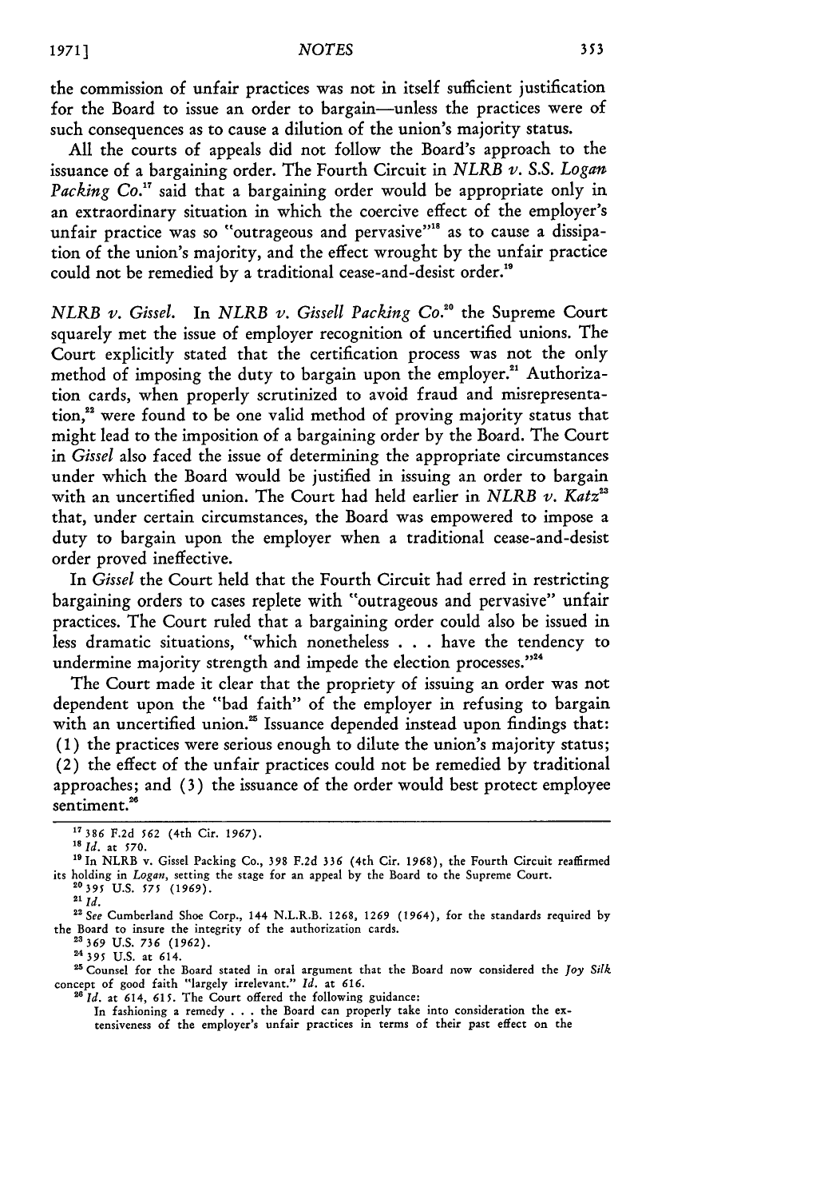the commission of unfair practices was not in itself sufficient justification for the Board to issue an order to bargain—unless the practices were of such consequences as to cause a dilution of the union's majority status.

All the courts of appeals did not follow the Board's approach to the issuance of a bargaining order. The Fourth Circuit in *NLRB v. S.S. Logan Packing Co.*[17] said that a bargaining order would be appropriate only in an extraordinary situation in which the coercive effect of the employer's unfair practice was so "outrageous and pervasive"[18] as to cause a dissipation of the union's majority, and the effect wrought by the unfair practice could not be remedied by a traditional cease-and-desist order.[19]

*NLRB v. Gissel.* In *NLRB v. Gissell Packing Co.*[20] the Supreme Court squarely met the issue of employer recognition of uncertified unions. The Court explicitly stated that the certification process was not the only method of imposing the duty to bargain upon the employer.[21] Authorization cards, when properly scrutinized to avoid fraud and misrepresentation,[22] were found to be one valid method of proving majority status that might lead to the imposition of a bargaining order by the Board. The Court in *Gissel* also faced the issue of determining the appropriate circumstances under which the Board would be justified in issuing an order to bargain with an uncertified union. The Court had held earlier in *NLRB v. Katz*[23] that, under certain circumstances, the Board was empowered to impose a duty to bargain upon the employer when a traditional cease-and-desist order proved ineffective.

In *Gissel* the Court held that the Fourth Circuit had erred in restricting bargaining orders to cases replete with "outrageous and pervasive" unfair practices. The Court ruled that a bargaining order could also be issued in less dramatic situations, "which nonetheless . . . have the tendency to undermine majority strength and impede the election processes."[24]

The Court made it clear that the propriety of issuing an order was not dependent upon the "bad faith" of the employer in refusing to bargain with an uncertified union.[25] Issuance depended instead upon findings that: (1) the practices were serious enough to dilute the union's majority status; (2) the effect of the unfair practices could not be remedied by traditional approaches; and (3) the issuance of the order would best protect employee sentiment.[26]

---

[17] 386 F.2d 562 (4th Cir. 1967).

[18] *Id.* at 570.

[19] In NLRB v. Gissel Packing Co., 398 F.2d 336 (4th Cir. 1968), the Fourth Circuit reaffirmed its holding in *Logan*, setting the stage for an appeal by the Board to the Supreme Court.

[20] 395 U.S. 575 (1969).

[21] *Id.*

[22] *See* Cumberland Shoe Corp., 144 N.L.R.B. 1268, 1269 (1964), for the standards required by the Board to insure the integrity of the authorization cards.

[23] 369 U.S. 736 (1962).

[24] 395 U.S. at 614.

[25] Counsel for the Board stated in oral argument that the Board now considered the *Joy Silk* concept of good faith "largely irrelevant." *Id.* at 616.

[26] *Id.* at 614, 615. The Court offered the following guidance:

> In fashioning a remedy . . . the Board can properly take into consideration the extensiveness of the employer's unfair practices in terms of their past effect on the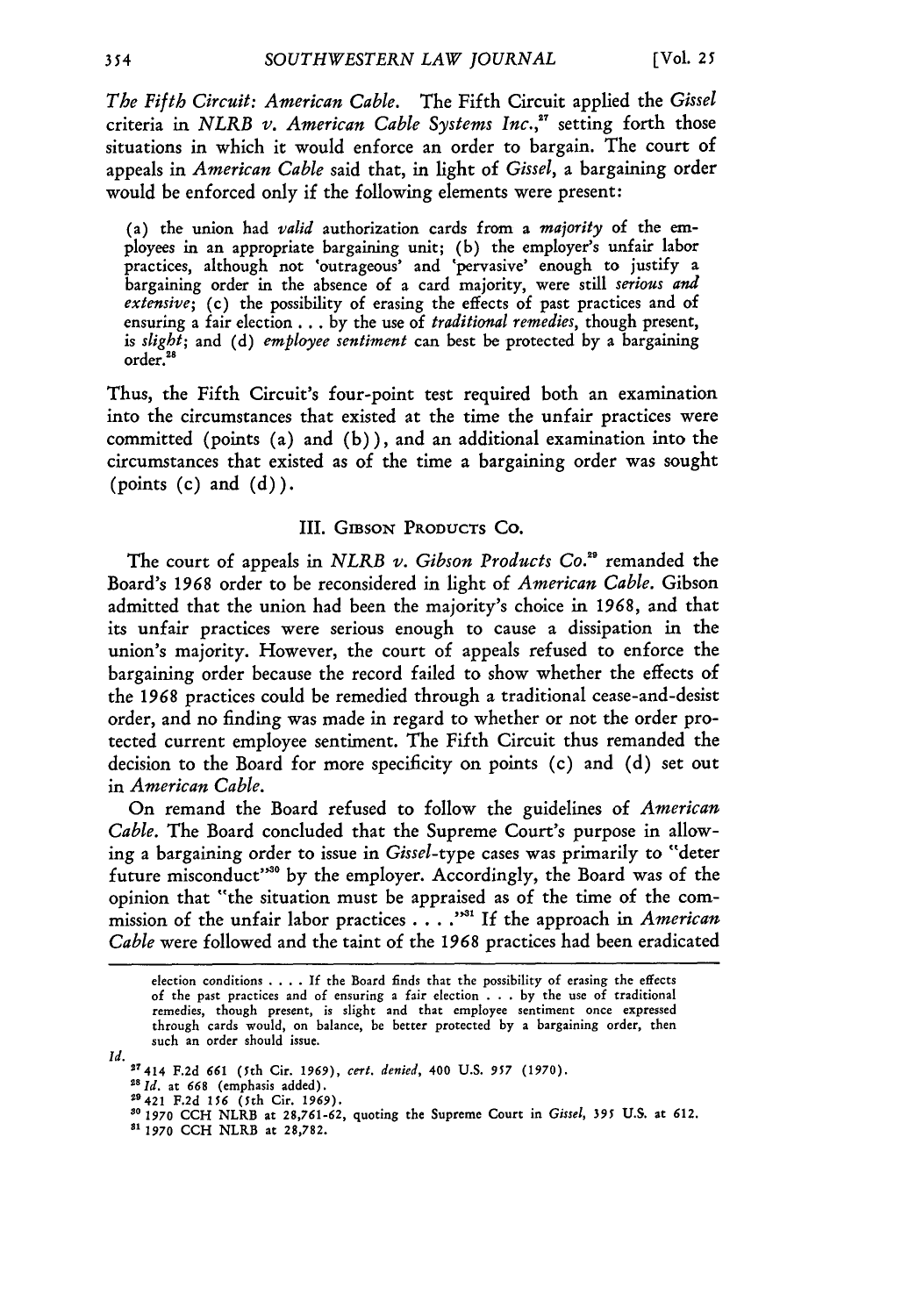*The Fifth Circuit: American Cable.* The Fifth Circuit applied the *Gissel* criteria in *NLRB v. American Cable Systems Inc.*,[27] setting forth those situations in which it would enforce an order to bargain. The court of appeals in *American Cable* said that, in light of *Gissel*, a bargaining order would be enforced only if the following elements were present:

> (a) the union had *valid* authorization cards from a *majority* of the employees in an appropriate bargaining unit; (b) the employer's unfair labor practices, although not 'outrageous' and 'pervasive' enough to justify a bargaining order in the absence of a card majority, were still *serious and extensive*; (c) the possibility of erasing the effects of past practices and of ensuring a fair election . . . by the use of *traditional remedies*, though present, is *slight*; and (d) *employee sentiment* can best be protected by a bargaining order.[28]

Thus, the Fifth Circuit's four-point test required both an examination into the circumstances that existed at the time the unfair practices were committed (points (a) and (b)), and an additional examination into the circumstances that existed as of the time a bargaining order was sought (points (c) and (d)).

## III. Gibson Products Co.

The court of appeals in *NLRB v. Gibson Products Co.*[29] remanded the Board's 1968 order to be reconsidered in light of *American Cable.* Gibson admitted that the union had been the majority's choice in 1968, and that its unfair practices were serious enough to cause a dissipation in the union's majority. However, the court of appeals refused to enforce the bargaining order because the record failed to show whether the effects of the 1968 practices could be remedied through a traditional cease-and-desist order, and no finding was made in regard to whether or not the order protected current employee sentiment. The Fifth Circuit thus remanded the decision to the Board for more specificity on points (c) and (d) set out in *American Cable.*

On remand the Board refused to follow the guidelines of *American Cable.* The Board concluded that the Supreme Court's purpose in allowing a bargaining order to issue in *Gissel*-type cases was primarily to "deter future misconduct"[30] by the employer. Accordingly, the Board was of the opinion that "the situation must be appraised as of the time of the commission of the unfair labor practices . . . ."[31] If the approach in *American Cable* were followed and the taint of the 1968 practices had been eradicated

---

election conditions . . . . If the Board finds that the possibility of erasing the effects of the past practices and of ensuring a fair election . . . by the use of traditional remedies, though present, is slight and that employee sentiment once expressed through cards would, on balance, be better protected by a bargaining order, then such an order should issue.

*Id.*

[27] 414 F.2d 661 (5th Cir. 1969), *cert. denied*, 400 U.S. 957 (1970).

[28] *Id.* at 668 (emphasis added).

[29] 421 F.2d 156 (5th Cir. 1969).

[30] 1970 CCH NLRB at 28,761-62, quoting the Supreme Court in *Gissel*, 395 U.S. at 612.

[31] 1970 CCH NLRB at 28,782.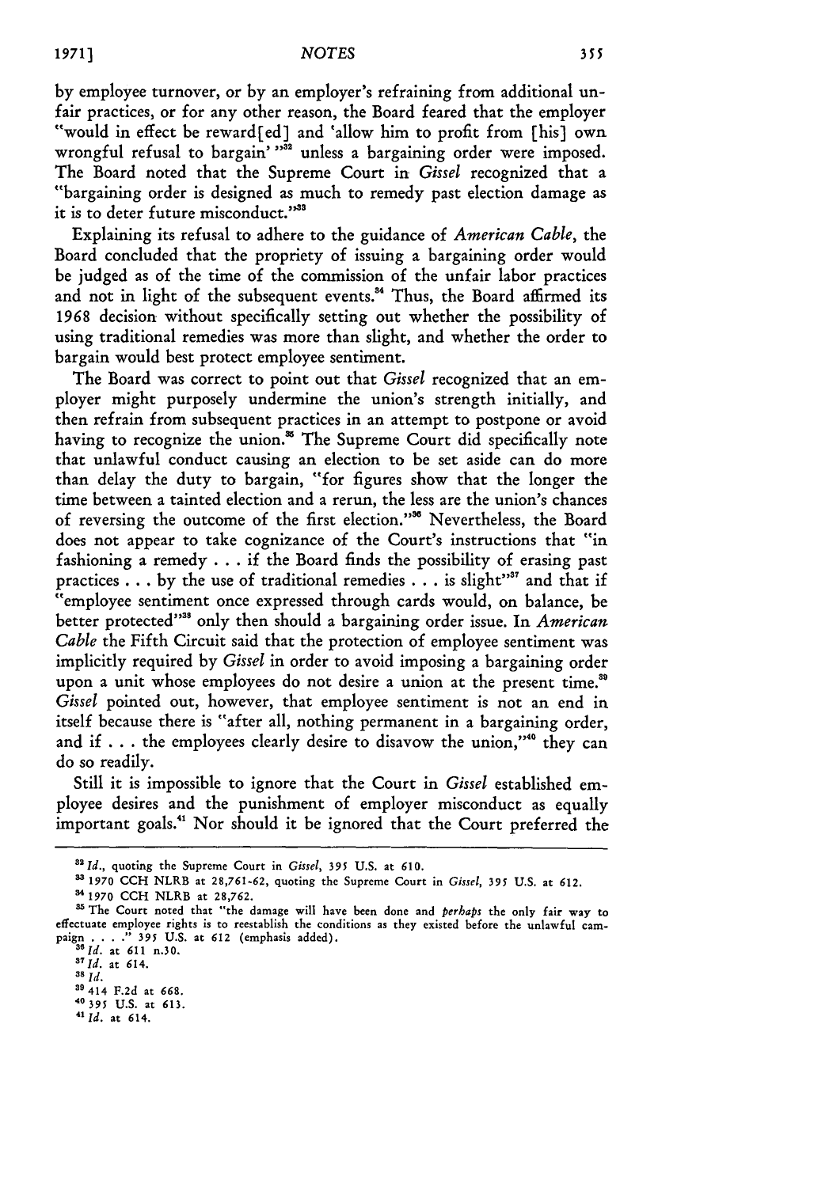by employee turnover, or by an employer's refraining from additional unfair practices, or for any other reason, the Board feared that the employer "would in effect be reward[ed] and 'allow him to profit from [his] own wrongful refusal to bargain' "[32] unless a bargaining order were imposed. The Board noted that the Supreme Court in *Gissel* recognized that a "bargaining order is designed as much to remedy past election damage as it is to deter future misconduct."[33]

Explaining its refusal to adhere to the guidance of *American Cable*, the Board concluded that the propriety of issuing a bargaining order would be judged as of the time of the commission of the unfair labor practices and not in light of the subsequent events.[34] Thus, the Board affirmed its 1968 decision without specifically setting out whether the possibility of using traditional remedies was more than slight, and whether the order to bargain would best protect employee sentiment.

The Board was correct to point out that *Gissel* recognized that an employer might purposely undermine the union's strength initially, and then refrain from subsequent practices in an attempt to postpone or avoid having to recognize the union.[35] The Supreme Court did specifically note that unlawful conduct causing an election to be set aside can do more than delay the duty to bargain, "for figures show that the longer the time between a tainted election and a rerun, the less are the union's chances of reversing the outcome of the first election."[36] Nevertheless, the Board does not appear to take cognizance of the Court's instructions that "in fashioning a remedy . . . if the Board finds the possibility of erasing past practices . . . by the use of traditional remedies . . . is slight"[37] and that if "employee sentiment once expressed through cards would, on balance, be better protected"[38] only then should a bargaining order issue. In *American Cable* the Fifth Circuit said that the protection of employee sentiment was implicitly required by *Gissel* in order to avoid imposing a bargaining order upon a unit whose employees do not desire a union at the present time.[39] *Gissel* pointed out, however, that employee sentiment is not an end in itself because there is "after all, nothing permanent in a bargaining order, and if . . . the employees clearly desire to disavow the union,"[40] they can do so readily.

Still it is impossible to ignore that the Court in *Gissel* established employee desires and the punishment of employer misconduct as equally important goals.[41] Nor should it be ignored that the Court preferred the

---

[32] *Id.*, quoting the Supreme Court in *Gissel*, 395 U.S. at 610.

[33] 1970 CCH NLRB at 28,761-62, quoting the Supreme Court in *Gissel*, 395 U.S. at 612.

[34] 1970 CCH NLRB at 28,762.

[35] The Court noted that "the damage will have been done and *perhaps* the only fair way to effectuate employee rights is to reestablish the conditions as they existed before the unlawful campaign . . . ." 395 U.S. at 612 (emphasis added).

[36] *Id.* at 611 n.30.

[37] *Id.* at 614.

[38] *Id.*

[39] 414 F.2d at 668.

[40] 395 U.S. at 613.

[41] *Id.* at 614.